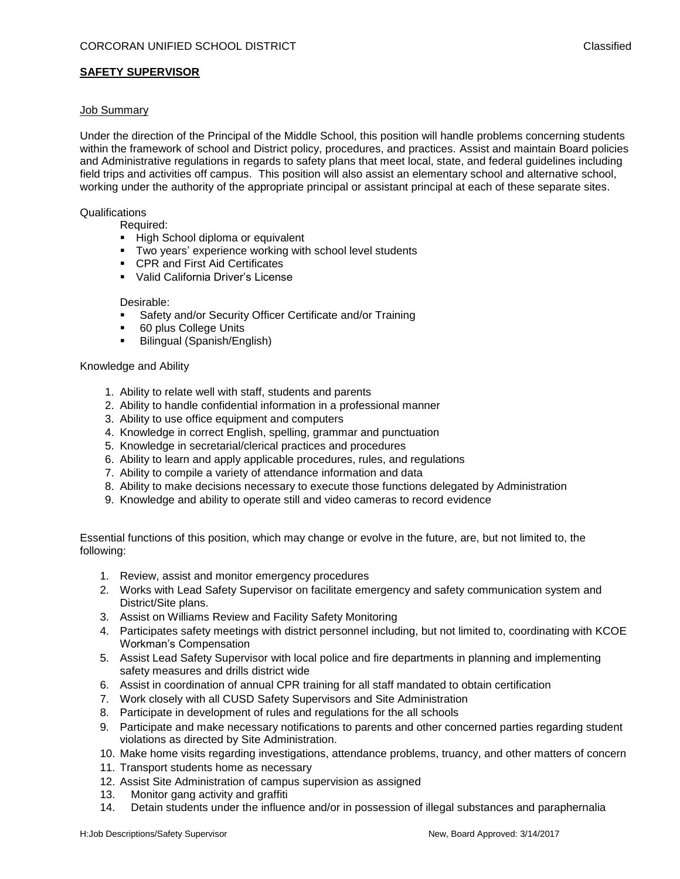CORCORAN UNIFIED SCHOOL DISTRICT Classified

# **SAFETY SUPERVISOR**

## Job Summary

Under the direction of the Principal of the Middle School, this position will handle problems concerning students within the framework of school and District policy, procedures, and practices. Assist and maintain Board policies and Administrative regulations in regards to safety plans that meet local, state, and federal guidelines including field trips and activities off campus. This position will also assist an elementary school and alternative school, working under the authority of the appropriate principal or assistant principal at each of these separate sites.

## Qualifications

Required:

- High School diploma or equivalent
- Two years' experience working with school level students
- CPR and First Aid Certificates
- Valid California Driver's License

Desirable:

- Safety and/or Security Officer Certificate and/or Training
- 60 plus College Units
- Bilingual (Spanish/English)

## Knowledge and Ability

1. Ability to relate well with staff, students and parents
2. Ability to handle confidential information in a professional manner
3. Ability to use office equipment and computers
4. Knowledge in correct English, spelling, grammar and punctuation
5. Knowledge in secretarial/clerical practices and procedures
6. Ability to learn and apply applicable procedures, rules, and regulations
7. Ability to compile a variety of attendance information and data
8. Ability to make decisions necessary to execute those functions delegated by Administration
9. Knowledge and ability to operate still and video cameras to record evidence

Essential functions of this position, which may change or evolve in the future, are, but not limited to, the following:

1. Review, assist and monitor emergency procedures
2. Works with Lead Safety Supervisor on facilitate emergency and safety communication system and District/Site plans.
3. Assist on Williams Review and Facility Safety Monitoring
4. Participates safety meetings with district personnel including, but not limited to, coordinating with KCOE Workman's Compensation
5. Assist Lead Safety Supervisor with local police and fire departments in planning and implementing safety measures and drills district wide
6. Assist in coordination of annual CPR training for all staff mandated to obtain certification
7. Work closely with all CUSD Safety Supervisors and Site Administration
8. Participate in development of rules and regulations for the all schools
9. Participate and make necessary notifications to parents and other concerned parties regarding student violations as directed by Site Administration.
10. Make home visits regarding investigations, attendance problems, truancy, and other matters of concern
11. Transport students home as necessary
12. Assist Site Administration of campus supervision as assigned
13. Monitor gang activity and graffiti
14. Detain students under the influence and/or in possession of illegal substances and paraphernalia

H:Job Descriptions/Safety Supervisor New, Board Approved: 3/14/2017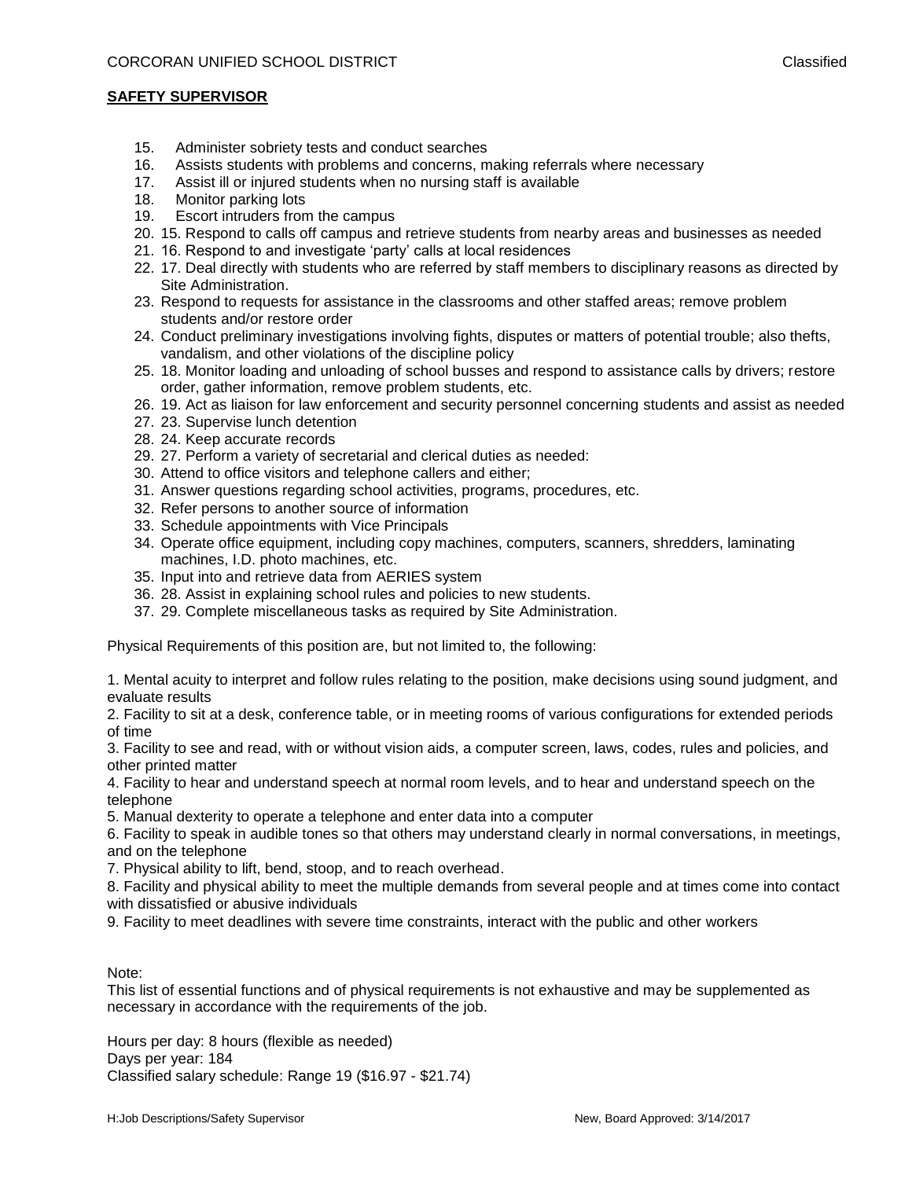15. Administer sobriety tests and conduct searches
16. Assists students with problems and concerns, making referrals where necessary
17. Assist ill or injured students when no nursing staff is available
18. Monitor parking lots
19. Escort intruders from the campus
20. 15. Respond to calls off campus and retrieve students from nearby areas and businesses as needed
21. 16. Respond to and investigate 'party' calls at local residences
22. 17. Deal directly with students who are referred by staff members to disciplinary reasons as directed by Site Administration.
23. Respond to requests for assistance in the classrooms and other staffed areas; remove problem students and/or restore order
24. Conduct preliminary investigations involving fights, disputes or matters of potential trouble; also thefts, vandalism, and other violations of the discipline policy
25. 18. Monitor loading and unloading of school busses and respond to assistance calls by drivers; restore order, gather information, remove problem students, etc.
26. 19. Act as liaison for law enforcement and security personnel concerning students and assist as needed
27. 23. Supervise lunch detention
28. 24. Keep accurate records
29. 27. Perform a variety of secretarial and clerical duties as needed:
30. Attend to office visitors and telephone callers and either;
31. Answer questions regarding school activities, programs, procedures, etc.
32. Refer persons to another source of information
33. Schedule appointments with Vice Principals
34. Operate office equipment, including copy machines, computers, scanners, shredders, laminating machines, I.D. photo machines, etc.
35. Input into and retrieve data from AERIES system
36. 28. Assist in explaining school rules and policies to new students.
37. 29. Complete miscellaneous tasks as required by Site Administration.

Physical Requirements of this position are, but not limited to, the following:

1. Mental acuity to interpret and follow rules relating to the position, make decisions using sound judgment, and evaluate results
2. Facility to sit at a desk, conference table, or in meeting rooms of various configurations for extended periods of time
3. Facility to see and read, with or without vision aids, a computer screen, laws, codes, rules and policies, and other printed matter
4. Facility to hear and understand speech at normal room levels, and to hear and understand speech on the telephone
5. Manual dexterity to operate a telephone and enter data into a computer
6. Facility to speak in audible tones so that others may understand clearly in normal conversations, in meetings, and on the telephone
7. Physical ability to lift, bend, stoop, and to reach overhead.
8. Facility and physical ability to meet the multiple demands from several people and at times come into contact with dissatisfied or abusive individuals
9. Facility to meet deadlines with severe time constraints, interact with the public and other workers

Note:
This list of essential functions and of physical requirements is not exhaustive and may be supplemented as necessary in accordance with the requirements of the job.

Hours per day: 8 hours (flexible as needed)
Days per year: 184
Classified salary schedule: Range 19 ($16.97 - $21.74)